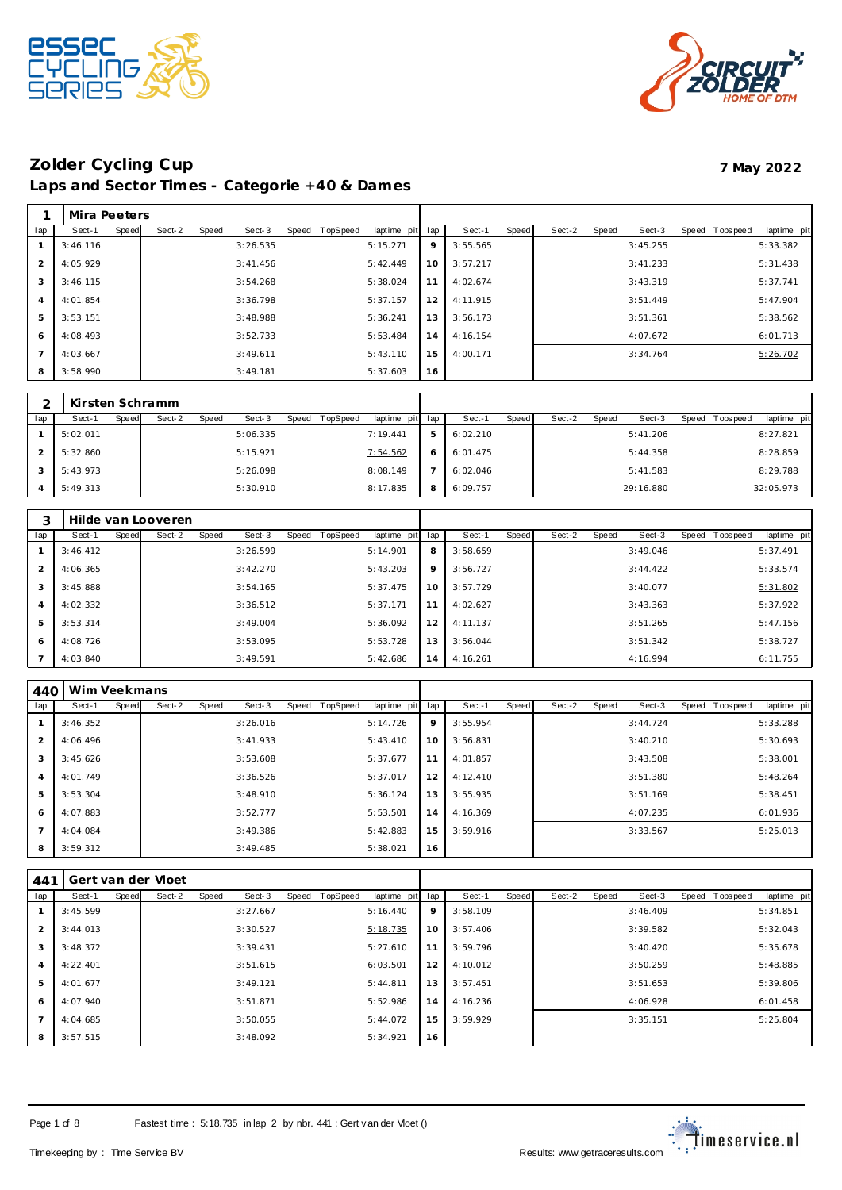## Zolder Cycling Cup

**7 May 2022**

### Laps and Sector Times - Categorie +40 & Dames

| 1 | Mira Peeters | | | | | | | | | | | | | | | | |
|---|---|---|---|---|---|---|---|---|---|---|---|---|---|---|---|---|---|
| lap | Sect-1 | Speed | Sect-2 | Speed | Sect-3 | Speed | TopSpeed | laptime pit | lap | Sect-1 | Speed | Sect-2 | Speed | Sect-3 | Speed | Topspeed | laptime pit |
| 1 | 3:46.116 | | | | 3:26.535 | | | 5:15.271 | 9 | 3:55.565 | | | | 3:45.255 | | | 5:33.382 |
| 2 | 4:05.929 | | | | 3:41.456 | | | 5:42.449 | 10 | 3:57.217 | | | | 3:41.233 | | | 5:31.438 |
| 3 | 3:46.115 | | | | 3:54.268 | | | 5:38.024 | 11 | 4:02.674 | | | | 3:43.319 | | | 5:37.741 |
| 4 | 4:01.854 | | | | 3:36.798 | | | 5:37.157 | 12 | 4:11.915 | | | | 3:51.449 | | | 5:47.904 |
| 5 | 3:53.151 | | | | 3:48.988 | | | 5:36.241 | 13 | 3:56.173 | | | | 3:51.361 | | | 5:38.562 |
| 6 | 4:08.493 | | | | 3:52.733 | | | 5:53.484 | 14 | 4:16.154 | | | | 4:07.672 | | | 6:01.713 |
| 7 | 4:03.667 | | | | 3:49.611 | | | 5:43.110 | 15 | 4:00.171 | | | | 3:34.764 | | | 5:26.702 |
| 8 | 3:58.990 | | | | 3:49.181 | | | 5:37.603 | 16 | | | | | | | | |

| 2 | Kirsten Schramm | | | | | | | | | | | | | | | | |
|---|---|---|---|---|---|---|---|---|---|---|---|---|---|---|---|---|---|
| lap | Sect-1 | Speed | Sect-2 | Speed | Sect-3 | Speed | TopSpeed | laptime pit | lap | Sect-1 | Speed | Sect-2 | Speed | Sect-3 | Speed | Topspeed | laptime pit |
| 1 | 5:02.011 | | | | 5:06.335 | | | 7:19.441 | 5 | 6:02.210 | | | | 5:41.206 | | | 8:27.821 |
| 2 | 5:32.860 | | | | 5:15.921 | | | 7:54.562 | 6 | 6:01.475 | | | | 5:44.358 | | | 8:28.859 |
| 3 | 5:43.973 | | | | 5:26.098 | | | 8:08.149 | 7 | 6:02.046 | | | | 5:41.583 | | | 8:29.788 |
| 4 | 5:49.313 | | | | 5:30.910 | | | 8:17.835 | 8 | 6:09.757 | | | | 29:16.880 | | | 32:05.973 |

| 3 | Hilde van Looveren | | | | | | | | | | | | | | | | |
|---|---|---|---|---|---|---|---|---|---|---|---|---|---|---|---|---|---|
| lap | Sect-1 | Speed | Sect-2 | Speed | Sect-3 | Speed | TopSpeed | laptime pit | lap | Sect-1 | Speed | Sect-2 | Speed | Sect-3 | Speed | Topspeed | laptime pit |
| 1 | 3:46.412 | | | | 3:26.599 | | | 5:14.901 | 8 | 3:58.659 | | | | 3:49.046 | | | 5:37.491 |
| 2 | 4:06.365 | | | | 3:42.270 | | | 5:43.203 | 9 | 3:56.727 | | | | 3:44.422 | | | 5:33.574 |
| 3 | 3:45.888 | | | | 3:54.165 | | | 5:37.475 | 10 | 3:57.729 | | | | 3:40.077 | | | 5:31.802 |
| 4 | 4:02.332 | | | | 3:36.512 | | | 5:37.171 | 11 | 4:02.627 | | | | 3:43.363 | | | 5:37.922 |
| 5 | 3:53.314 | | | | 3:49.004 | | | 5:36.092 | 12 | 4:11.137 | | | | 3:51.265 | | | 5:47.156 |
| 6 | 4:08.726 | | | | 3:53.095 | | | 5:53.728 | 13 | 3:56.044 | | | | 3:51.342 | | | 5:38.727 |
| 7 | 4:03.840 | | | | 3:49.591 | | | 5:42.686 | 14 | 4:16.261 | | | | 4:16.994 | | | 6:11.755 |

| 440 | Wim Veekmans | | | | | | | | | | | | | | | | |
|---|---|---|---|---|---|---|---|---|---|---|---|---|---|---|---|---|---|
| lap | Sect-1 | Speed | Sect-2 | Speed | Sect-3 | Speed | TopSpeed | laptime pit | lap | Sect-1 | Speed | Sect-2 | Speed | Sect-3 | Speed | Topspeed | laptime pit |
| 1 | 3:46.352 | | | | 3:26.016 | | | 5:14.726 | 9 | 3:55.954 | | | | 3:44.724 | | | 5:33.288 |
| 2 | 4:06.496 | | | | 3:41.933 | | | 5:43.410 | 10 | 3:56.831 | | | | 3:40.210 | | | 5:30.693 |
| 3 | 3:45.626 | | | | 3:53.608 | | | 5:37.677 | 11 | 4:01.857 | | | | 3:43.508 | | | 5:38.001 |
| 4 | 4:01.749 | | | | 3:36.526 | | | 5:37.017 | 12 | 4:12.410 | | | | 3:51.380 | | | 5:48.264 |
| 5 | 3:53.304 | | | | 3:48.910 | | | 5:36.124 | 13 | 3:55.935 | | | | 3:51.169 | | | 5:38.451 |
| 6 | 4:07.883 | | | | 3:52.777 | | | 5:53.501 | 14 | 4:16.369 | | | | 4:07.235 | | | 6:01.936 |
| 7 | 4:04.084 | | | | 3:49.386 | | | 5:42.883 | 15 | 3:59.916 | | | | 3:33.567 | | | 5:25.013 |
| 8 | 3:59.312 | | | | 3:49.485 | | | 5:38.021 | 16 | | | | | | | | |

| 441 | Gert van der Vloet | | | | | | | | | | | | | | | | |
|---|---|---|---|---|---|---|---|---|---|---|---|---|---|---|---|---|---|
| lap | Sect-1 | Speed | Sect-2 | Speed | Sect-3 | Speed | TopSpeed | laptime pit | lap | Sect-1 | Speed | Sect-2 | Speed | Sect-3 | Speed | Topspeed | laptime pit |
| 1 | 3:45.599 | | | | 3:27.667 | | | 5:16.440 | 9 | 3:58.109 | | | | 3:46.409 | | | 5:34.851 |
| 2 | 3:44.013 | | | | 3:30.527 | | | 5:18.735 | 10 | 3:57.406 | | | | 3:39.582 | | | 5:32.043 |
| 3 | 3:48.372 | | | | 3:39.431 | | | 5:27.610 | 11 | 3:59.796 | | | | 3:40.420 | | | 5:35.678 |
| 4 | 4:22.401 | | | | 3:51.615 | | | 6:03.501 | 12 | 4:10.012 | | | | 3:50.259 | | | 5:48.885 |
| 5 | 4:01.677 | | | | 3:49.121 | | | 5:44.811 | 13 | 3:57.451 | | | | 3:51.653 | | | 5:39.806 |
| 6 | 4:07.940 | | | | 3:51.871 | | | 5:52.986 | 14 | 4:16.236 | | | | 4:06.928 | | | 6:01.458 |
| 7 | 4:04.685 | | | | 3:50.055 | | | 5:44.072 | 15 | 3:59.929 | | | | 3:35.151 | | | 5:25.804 |
| 8 | 3:57.515 | | | | 3:48.092 | | | 5:34.921 | 16 | | | | | | | | |

Fastest time : 5:18.735 in lap 2 by nbr. 441 : Gert van der Vloet ()

Timekeeping by : Time Service BV

Results: www.getraceresults.com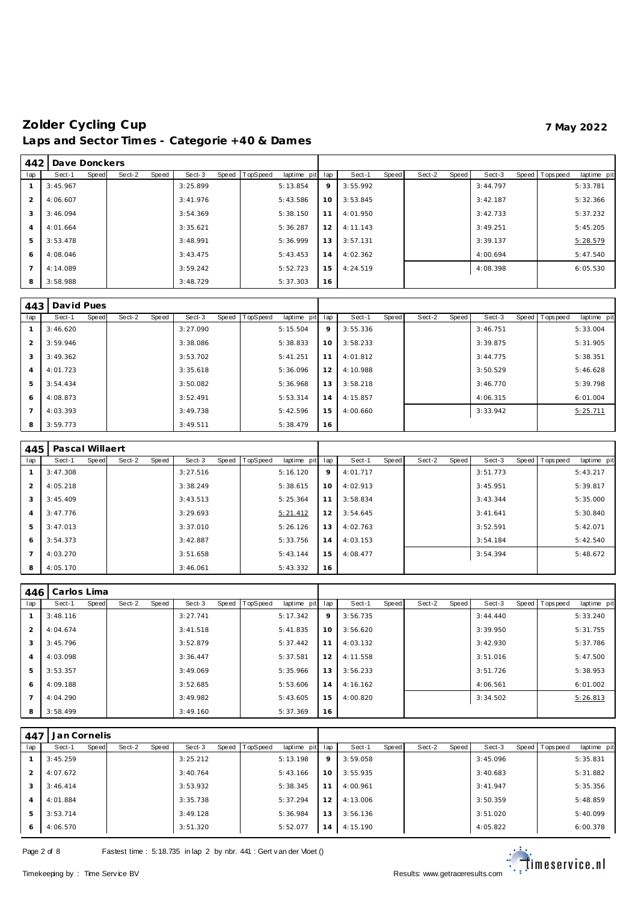# Zolder Cycling Cup

**7 May 2022**

## Laps and Sector Times - Categorie +40 & Dames

### 442 Dave Donckers

| lap | Sect-1 | Speed | Sect-2 | Speed | Sect-3 | Speed | TopSpeed | laptime pit | lap | Sect-1 | Speed | Sect-2 | Speed | Sect-3 | Speed | Topspeed | laptime pit |
|---|---|---|---|---|---|---|---|---|---|---|---|---|---|---|---|---|---|
| 1 | 3:45.967 | | | | 3:25.899 | | | 5:13.854 | 9 | 3:55.992 | | | | 3:44.797 | | | 5:33.781 |
| 2 | 4:06.607 | | | | 3:41.976 | | | 5:43.586 | 10 | 3:53.845 | | | | 3:42.187 | | | 5:32.366 |
| 3 | 3:46.094 | | | | 3:54.369 | | | 5:38.150 | 11 | 4:01.950 | | | | 3:42.733 | | | 5:37.232 |
| 4 | 4:01.664 | | | | 3:35.621 | | | 5:36.287 | 12 | 4:11.143 | | | | 3:49.251 | | | 5:45.205 |
| 5 | 3:53.478 | | | | 3:48.991 | | | 5:36.999 | 13 | 3:57.131 | | | | 3:39.137 | | | 5:28.579 |
| 6 | 4:08.046 | | | | 3:43.475 | | | 5:43.453 | 14 | 4:02.362 | | | | 4:00.694 | | | 5:47.540 |
| 7 | 4:14.089 | | | | 3:59.242 | | | 5:52.723 | 15 | 4:24.519 | | | | 4:08.398 | | | 6:05.530 |
| 8 | 3:58.988 | | | | 3:48.729 | | | 5:37.303 | 16 | | | | | | | | |

### 443 David Pues

| lap | Sect-1 | Speed | Sect-2 | Speed | Sect-3 | Speed | TopSpeed | laptime pit | lap | Sect-1 | Speed | Sect-2 | Speed | Sect-3 | Speed | Topspeed | laptime pit |
|---|---|---|---|---|---|---|---|---|---|---|---|---|---|---|---|---|---|
| 1 | 3:46.620 | | | | 3:27.090 | | | 5:15.504 | 9 | 3:55.336 | | | | 3:46.751 | | | 5:33.004 |
| 2 | 3:59.946 | | | | 3:38.086 | | | 5:38.833 | 10 | 3:58.233 | | | | 3:39.875 | | | 5:31.905 |
| 3 | 3:49.362 | | | | 3:53.702 | | | 5:41.251 | 11 | 4:01.812 | | | | 3:44.775 | | | 5:38.351 |
| 4 | 4:01.723 | | | | 3:35.618 | | | 5:36.096 | 12 | 4:10.988 | | | | 3:50.529 | | | 5:46.628 |
| 5 | 3:54.434 | | | | 3:50.082 | | | 5:36.968 | 13 | 3:58.218 | | | | 3:46.770 | | | 5:39.798 |
| 6 | 4:08.873 | | | | 3:52.491 | | | 5:53.314 | 14 | 4:15.857 | | | | 4:06.315 | | | 6:01.004 |
| 7 | 4:03.393 | | | | 3:49.738 | | | 5:42.596 | 15 | 4:00.660 | | | | 3:33.942 | | | 5:25.711 |
| 8 | 3:59.773 | | | | 3:49.511 | | | 5:38.479 | 16 | | | | | | | | |

### 445 Pascal Willaert

| lap | Sect-1 | Speed | Sect-2 | Speed | Sect-3 | Speed | TopSpeed | laptime pit | lap | Sect-1 | Speed | Sect-2 | Speed | Sect-3 | Speed | Topspeed | laptime pit |
|---|---|---|---|---|---|---|---|---|---|---|---|---|---|---|---|---|---|
| 1 | 3:47.308 | | | | 3:27.516 | | | 5:16.120 | 9 | 4:01.717 | | | | 3:51.773 | | | 5:43.217 |
| 2 | 4:05.218 | | | | 3:38.249 | | | 5:38.615 | 10 | 4:02.913 | | | | 3:45.951 | | | 5:39.817 |
| 3 | 3:45.409 | | | | 3:43.513 | | | 5:25.364 | 11 | 3:58.834 | | | | 3:43.344 | | | 5:35.000 |
| 4 | 3:47.776 | | | | 3:29.693 | | | 5:21.412 | 12 | 3:54.645 | | | | 3:41.641 | | | 5:30.840 |
| 5 | 3:47.013 | | | | 3:37.010 | | | 5:26.126 | 13 | 4:02.763 | | | | 3:52.591 | | | 5:42.071 |
| 6 | 3:54.373 | | | | 3:42.887 | | | 5:33.756 | 14 | 4:03.153 | | | | 3:54.184 | | | 5:42.540 |
| 7 | 4:03.270 | | | | 3:51.658 | | | 5:43.144 | 15 | 4:08.477 | | | | 3:54.394 | | | 5:48.672 |
| 8 | 4:05.170 | | | | 3:46.061 | | | 5:43.332 | 16 | | | | | | | | |

### 446 Carlos Lima

| lap | Sect-1 | Speed | Sect-2 | Speed | Sect-3 | Speed | TopSpeed | laptime pit | lap | Sect-1 | Speed | Sect-2 | Speed | Sect-3 | Speed | Topspeed | laptime pit |
|---|---|---|---|---|---|---|---|---|---|---|---|---|---|---|---|---|---|
| 1 | 3:48.116 | | | | 3:27.741 | | | 5:17.342 | 9 | 3:56.735 | | | | 3:44.440 | | | 5:33.240 |
| 2 | 4:04.674 | | | | 3:41.518 | | | 5:41.835 | 10 | 3:56.620 | | | | 3:39.950 | | | 5:31.755 |
| 3 | 3:45.796 | | | | 3:52.879 | | | 5:37.442 | 11 | 4:03.132 | | | | 3:42.930 | | | 5:37.786 |
| 4 | 4:03.098 | | | | 3:36.447 | | | 5:37.581 | 12 | 4:11.558 | | | | 3:51.016 | | | 5:47.500 |
| 5 | 3:53.357 | | | | 3:49.069 | | | 5:35.966 | 13 | 3:56.233 | | | | 3:51.726 | | | 5:38.953 |
| 6 | 4:09.188 | | | | 3:52.685 | | | 5:53.606 | 14 | 4:16.162 | | | | 4:06.561 | | | 6:01.002 |
| 7 | 4:04.290 | | | | 3:49.982 | | | 5:43.605 | 15 | 4:00.820 | | | | 3:34.502 | | | 5:26.813 |
| 8 | 3:58.499 | | | | 3:49.160 | | | 5:37.369 | 16 | | | | | | | | |

### 447 Jan Cornelis

| lap | Sect-1 | Speed | Sect-2 | Speed | Sect-3 | Speed | TopSpeed | laptime pit | lap | Sect-1 | Speed | Sect-2 | Speed | Sect-3 | Speed | Topspeed | laptime pit |
|---|---|---|---|---|---|---|---|---|---|---|---|---|---|---|---|---|---|
| 1 | 3:45.259 | | | | 3:25.212 | | | 5:13.198 | 9 | 3:59.058 | | | | 3:45.096 | | | 5:35.831 |
| 2 | 4:07.672 | | | | 3:40.764 | | | 5:43.166 | 10 | 3:55.935 | | | | 3:40.683 | | | 5:31.882 |
| 3 | 3:46.414 | | | | 3:53.932 | | | 5:38.345 | 11 | 4:00.961 | | | | 3:41.947 | | | 5:35.356 |
| 4 | 4:01.884 | | | | 3:35.738 | | | 5:37.294 | 12 | 4:13.006 | | | | 3:50.359 | | | 5:48.859 |
| 5 | 3:53.714 | | | | 3:49.128 | | | 5:36.984 | 13 | 3:56.136 | | | | 3:51.020 | | | 5:40.099 |
| 6 | 4:06.570 | | | | 3:51.320 | | | 5:52.077 | 14 | 4:15.190 | | | | 4:05.822 | | | 6:00.378 |

Fastest time : 5:18.735 in lap 2 by nbr. 441 : Gert van der Vloet ()

Timekeeping by : Time Service BV

Results: www.getraceresults.com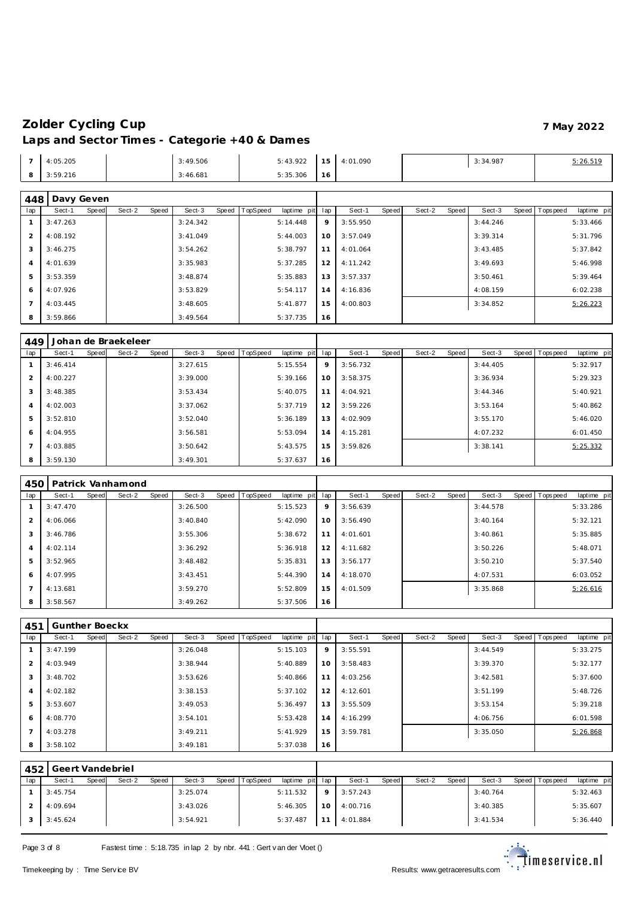# Zolder Cycling Cup

**7 May 2022**

## Laps and Sector Times - Categorie +40 & Dames

| lap | Sect-1 | Speed | Sect-2 | Speed | Sect-3 | Speed | TopSpeed | laptime pit | lap | Sect-1 | Speed | Sect-2 | Speed | Sect-3 | Speed | Topspeed | laptime pit |
|---|---|---|---|---|---|---|---|---|---|---|---|---|---|---|---|---|---|
| 7 | 4:05.205 | | | | 3:49.506 | | | 5:43.922 | 15 | 4:01.090 | | | | 3:34.987 | | | 5:26.519 |
| 8 | 3:59.216 | | | | 3:46.681 | | | 5:35.306 | 16 | | | | | | | | |

### 448 Davy Geven

| lap | Sect-1 | Speed | Sect-2 | Speed | Sect-3 | Speed | TopSpeed | laptime pit | lap | Sect-1 | Speed | Sect-2 | Speed | Sect-3 | Speed | Topspeed | laptime pit |
|---|---|---|---|---|---|---|---|---|---|---|---|---|---|---|---|---|---|
| 1 | 3:47.263 | | | | 3:24.342 | | | 5:14.448 | 9 | 3:55.950 | | | | 3:44.246 | | | 5:33.466 |
| 2 | 4:08.192 | | | | 3:41.049 | | | 5:44.003 | 10 | 3:57.049 | | | | 3:39.314 | | | 5:31.796 |
| 3 | 3:46.275 | | | | 3:54.262 | | | 5:38.797 | 11 | 4:01.064 | | | | 3:43.485 | | | 5:37.842 |
| 4 | 4:01.639 | | | | 3:35.983 | | | 5:37.285 | 12 | 4:11.242 | | | | 3:49.693 | | | 5:46.998 |
| 5 | 3:53.359 | | | | 3:48.874 | | | 5:35.883 | 13 | 3:57.337 | | | | 3:50.461 | | | 5:39.464 |
| 6 | 4:07.926 | | | | 3:53.829 | | | 5:54.117 | 14 | 4:16.836 | | | | 4:08.159 | | | 6:02.238 |
| 7 | 4:03.445 | | | | 3:48.605 | | | 5:41.877 | 15 | 4:00.803 | | | | 3:34.852 | | | 5:26.223 |
| 8 | 3:59.866 | | | | 3:49.564 | | | 5:37.735 | 16 | | | | | | | | |

### 449 Johan de Braekeleer

| lap | Sect-1 | Speed | Sect-2 | Speed | Sect-3 | Speed | TopSpeed | laptime pit | lap | Sect-1 | Speed | Sect-2 | Speed | Sect-3 | Speed | Topspeed | laptime pit |
|---|---|---|---|---|---|---|---|---|---|---|---|---|---|---|---|---|---|
| 1 | 3:46.414 | | | | 3:27.615 | | | 5:15.554 | 9 | 3:56.732 | | | | 3:44.405 | | | 5:32.917 |
| 2 | 4:00.227 | | | | 3:39.000 | | | 5:39.166 | 10 | 3:58.375 | | | | 3:36.934 | | | 5:29.323 |
| 3 | 3:48.385 | | | | 3:53.434 | | | 5:40.075 | 11 | 4:04.921 | | | | 3:44.346 | | | 5:40.921 |
| 4 | 4:02.003 | | | | 3:37.062 | | | 5:37.719 | 12 | 3:59.226 | | | | 3:53.164 | | | 5:40.862 |
| 5 | 3:52.810 | | | | 3:52.040 | | | 5:36.189 | 13 | 4:02.909 | | | | 3:55.170 | | | 5:46.020 |
| 6 | 4:04.955 | | | | 3:56.581 | | | 5:53.094 | 14 | 4:15.281 | | | | 4:07.232 | | | 6:01.450 |
| 7 | 4:03.885 | | | | 3:50.642 | | | 5:43.575 | 15 | 3:59.826 | | | | 3:38.141 | | | 5:25.332 |
| 8 | 3:59.130 | | | | 3:49.301 | | | 5:37.637 | 16 | | | | | | | | |

### 450 Patrick Vanhamond

| lap | Sect-1 | Speed | Sect-2 | Speed | Sect-3 | Speed | TopSpeed | laptime pit | lap | Sect-1 | Speed | Sect-2 | Speed | Sect-3 | Speed | Topspeed | laptime pit |
|---|---|---|---|---|---|---|---|---|---|---|---|---|---|---|---|---|---|
| 1 | 3:47.470 | | | | 3:26.500 | | | 5:15.523 | 9 | 3:56.639 | | | | 3:44.578 | | | 5:33.286 |
| 2 | 4:06.066 | | | | 3:40.840 | | | 5:42.090 | 10 | 3:56.490 | | | | 3:40.164 | | | 5:32.121 |
| 3 | 3:46.786 | | | | 3:55.306 | | | 5:38.672 | 11 | 4:01.601 | | | | 3:40.861 | | | 5:35.885 |
| 4 | 4:02.114 | | | | 3:36.292 | | | 5:36.918 | 12 | 4:11.682 | | | | 3:50.226 | | | 5:48.071 |
| 5 | 3:52.965 | | | | 3:48.482 | | | 5:35.831 | 13 | 3:56.177 | | | | 3:50.210 | | | 5:37.540 |
| 6 | 4:07.995 | | | | 3:43.451 | | | 5:44.390 | 14 | 4:18.070 | | | | 4:07.531 | | | 6:03.052 |
| 7 | 4:13.681 | | | | 3:59.270 | | | 5:52.809 | 15 | 4:01.509 | | | | 3:35.868 | | | 5:26.616 |
| 8 | 3:58.567 | | | | 3:49.262 | | | 5:37.506 | 16 | | | | | | | | |

### 451 Gunther Boeckx

| lap | Sect-1 | Speed | Sect-2 | Speed | Sect-3 | Speed | TopSpeed | laptime pit | lap | Sect-1 | Speed | Sect-2 | Speed | Sect-3 | Speed | Topspeed | laptime pit |
|---|---|---|---|---|---|---|---|---|---|---|---|---|---|---|---|---|---|
| 1 | 3:47.199 | | | | 3:26.048 | | | 5:15.103 | 9 | 3:55.591 | | | | 3:44.549 | | | 5:33.275 |
| 2 | 4:03.949 | | | | 3:38.944 | | | 5:40.889 | 10 | 3:58.483 | | | | 3:39.370 | | | 5:32.177 |
| 3 | 3:48.702 | | | | 3:53.626 | | | 5:40.866 | 11 | 4:03.256 | | | | 3:42.581 | | | 5:37.600 |
| 4 | 4:02.182 | | | | 3:38.153 | | | 5:37.102 | 12 | 4:12.601 | | | | 3:51.199 | | | 5:48.726 |
| 5 | 3:53.607 | | | | 3:49.053 | | | 5:36.497 | 13 | 3:55.509 | | | | 3:53.154 | | | 5:39.218 |
| 6 | 4:08.770 | | | | 3:54.101 | | | 5:53.428 | 14 | 4:16.299 | | | | 4:06.756 | | | 6:01.598 |
| 7 | 4:03.278 | | | | 3:49.211 | | | 5:41.929 | 15 | 3:59.781 | | | | 3:35.050 | | | 5:26.868 |
| 8 | 3:58.102 | | | | 3:49.181 | | | 5:37.038 | 16 | | | | | | | | |

### 452 Geert Vandebriel

| lap | Sect-1 | Speed | Sect-2 | Speed | Sect-3 | Speed | TopSpeed | laptime pit | lap | Sect-1 | Speed | Sect-2 | Speed | Sect-3 | Speed | Topspeed | laptime pit |
|---|---|---|---|---|---|---|---|---|---|---|---|---|---|---|---|---|---|
| 1 | 3:45.754 | | | | 3:25.074 | | | 5:11.532 | 9 | 3:57.243 | | | | 3:40.764 | | | 5:32.463 |
| 2 | 4:09.694 | | | | 3:43.026 | | | 5:46.305 | 10 | 4:00.716 | | | | 3:40.385 | | | 5:35.607 |
| 3 | 3:45.624 | | | | 3:54.921 | | | 5:37.487 | 11 | 4:01.884 | | | | 3:41.534 | | | 5:36.440 |

Fastest time : 5:18.735 in lap 2 by nbr. 441 : Gert van der Vloet ()

Timekeeping by : Time Service BV

Results: www.getraceresults.com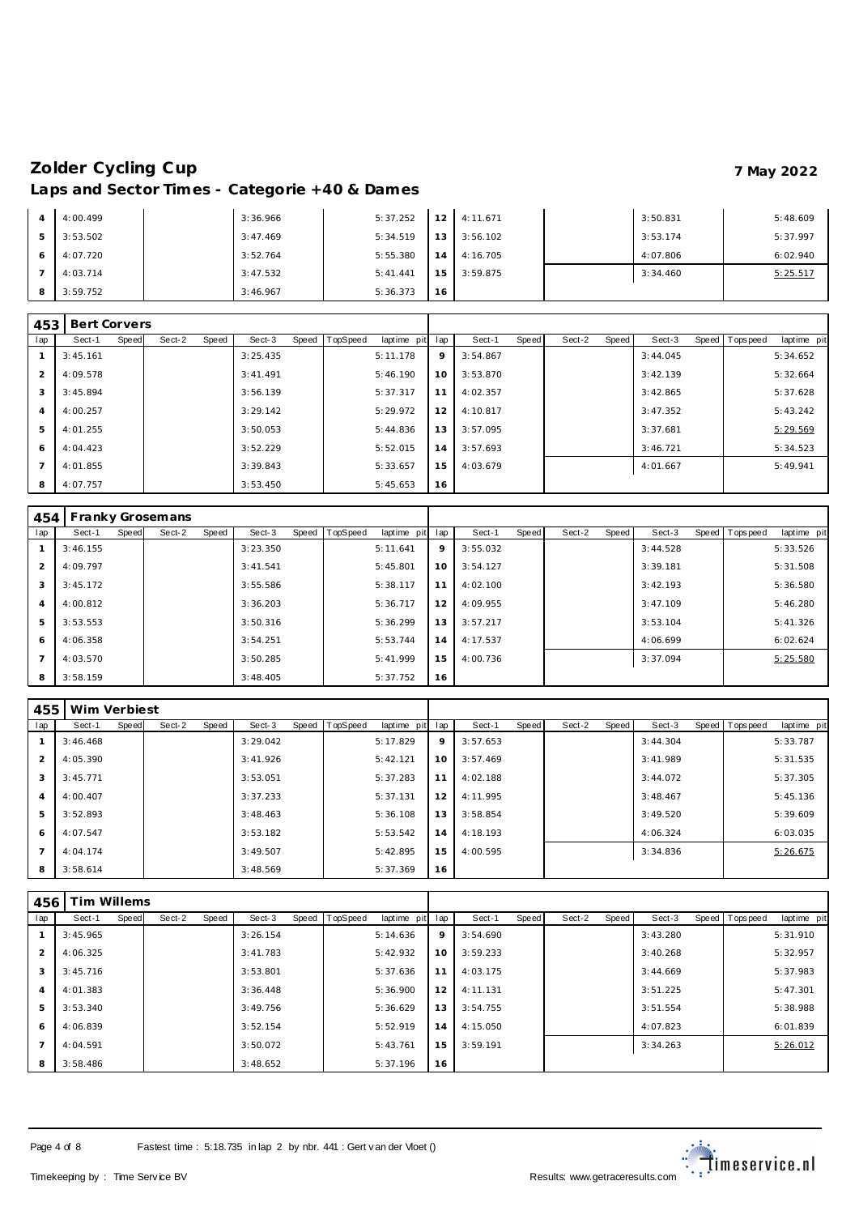# Zolder Cycling Cup

**7 May 2022**

## Laps and Sector Times - Categorie +40 & Dames

| lap | Sect-1 | Speed | Sect-2 | Speed | Sect-3 | Speed | TopSpeed | laptime pit | lap | Sect-1 | Speed | Sect-2 | Speed | Sect-3 | Speed | Topspeed | laptime pit |
|---|---|---|---|---|---|---|---|---|---|---|---|---|---|---|---|---|---|
| 4 | 4:00.499 | | | | 3:36.966 | | | 5:37.252 | 12 | 4:11.671 | | | | 3:50.831 | | | 5:48.609 |
| 5 | 3:53.502 | | | | 3:47.469 | | | 5:34.519 | 13 | 3:56.102 | | | | 3:53.174 | | | 5:37.997 |
| 6 | 4:07.720 | | | | 3:52.764 | | | 5:55.380 | 14 | 4:16.705 | | | | 4:07.806 | | | 6:02.940 |
| 7 | 4:03.714 | | | | 3:47.532 | | | 5:41.441 | 15 | 3:59.875 | | | | 3:34.460 | | | 5:25.517 |
| 8 | 3:59.752 | | | | 3:46.967 | | | 5:36.373 | 16 | | | | | | | | |

### 453 Bert Corvers

| lap | Sect-1 | Speed | Sect-2 | Speed | Sect-3 | Speed | TopSpeed | laptime pit | lap | Sect-1 | Speed | Sect-2 | Speed | Sect-3 | Speed | Topspeed | laptime pit |
|---|---|---|---|---|---|---|---|---|---|---|---|---|---|---|---|---|---|
| 1 | 3:45.161 | | | | 3:25.435 | | | 5:11.178 | 9 | 3:54.867 | | | | 3:44.045 | | | 5:34.652 |
| 2 | 4:09.578 | | | | 3:41.491 | | | 5:46.190 | 10 | 3:53.870 | | | | 3:42.139 | | | 5:32.664 |
| 3 | 3:45.894 | | | | 3:56.139 | | | 5:37.317 | 11 | 4:02.357 | | | | 3:42.865 | | | 5:37.628 |
| 4 | 4:00.257 | | | | 3:29.142 | | | 5:29.972 | 12 | 4:10.817 | | | | 3:47.352 | | | 5:43.242 |
| 5 | 4:01.255 | | | | 3:50.053 | | | 5:44.836 | 13 | 3:57.095 | | | | 3:37.681 | | | 5:29.569 |
| 6 | 4:04.423 | | | | 3:52.229 | | | 5:52.015 | 14 | 3:57.693 | | | | 3:46.721 | | | 5:34.523 |
| 7 | 4:01.855 | | | | 3:39.843 | | | 5:33.657 | 15 | 4:03.679 | | | | 4:01.667 | | | 5:49.941 |
| 8 | 4:07.757 | | | | 3:53.450 | | | 5:45.653 | 16 | | | | | | | | |

### 454 Franky Grosemans

| lap | Sect-1 | Speed | Sect-2 | Speed | Sect-3 | Speed | TopSpeed | laptime pit | lap | Sect-1 | Speed | Sect-2 | Speed | Sect-3 | Speed | Topspeed | laptime pit |
|---|---|---|---|---|---|---|---|---|---|---|---|---|---|---|---|---|---|
| 1 | 3:46.155 | | | | 3:23.350 | | | 5:11.641 | 9 | 3:55.032 | | | | 3:44.528 | | | 5:33.526 |
| 2 | 4:09.797 | | | | 3:41.541 | | | 5:45.801 | 10 | 3:54.127 | | | | 3:39.181 | | | 5:31.508 |
| 3 | 3:45.172 | | | | 3:55.586 | | | 5:38.117 | 11 | 4:02.100 | | | | 3:42.193 | | | 5:36.580 |
| 4 | 4:00.812 | | | | 3:36.203 | | | 5:36.717 | 12 | 4:09.955 | | | | 3:47.109 | | | 5:46.280 |
| 5 | 3:53.553 | | | | 3:50.316 | | | 5:36.299 | 13 | 3:57.217 | | | | 3:53.104 | | | 5:41.326 |
| 6 | 4:06.358 | | | | 3:54.251 | | | 5:53.744 | 14 | 4:17.537 | | | | 4:06.699 | | | 6:02.624 |
| 7 | 4:03.570 | | | | 3:50.285 | | | 5:41.999 | 15 | 4:00.736 | | | | 3:37.094 | | | 5:25.580 |
| 8 | 3:58.159 | | | | 3:48.405 | | | 5:37.752 | 16 | | | | | | | | |

### 455 Wim Verbiest

| lap | Sect-1 | Speed | Sect-2 | Speed | Sect-3 | Speed | TopSpeed | laptime pit | lap | Sect-1 | Speed | Sect-2 | Speed | Sect-3 | Speed | Topspeed | laptime pit |
|---|---|---|---|---|---|---|---|---|---|---|---|---|---|---|---|---|---|
| 1 | 3:46.468 | | | | 3:29.042 | | | 5:17.829 | 9 | 3:57.653 | | | | 3:44.304 | | | 5:33.787 |
| 2 | 4:05.390 | | | | 3:41.926 | | | 5:42.121 | 10 | 3:57.469 | | | | 3:41.989 | | | 5:31.535 |
| 3 | 3:45.771 | | | | 3:53.051 | | | 5:37.283 | 11 | 4:02.188 | | | | 3:44.072 | | | 5:37.305 |
| 4 | 4:00.407 | | | | 3:37.233 | | | 5:37.131 | 12 | 4:11.995 | | | | 3:48.467 | | | 5:45.136 |
| 5 | 3:52.893 | | | | 3:48.463 | | | 5:36.108 | 13 | 3:58.854 | | | | 3:49.520 | | | 5:39.609 |
| 6 | 4:07.547 | | | | 3:53.182 | | | 5:53.542 | 14 | 4:18.193 | | | | 4:06.324 | | | 6:03.035 |
| 7 | 4:04.174 | | | | 3:49.507 | | | 5:42.895 | 15 | 4:00.595 | | | | 3:34.836 | | | 5:26.675 |
| 8 | 3:58.614 | | | | 3:48.569 | | | 5:37.369 | 16 | | | | | | | | |

### 456 Tim Willems

| lap | Sect-1 | Speed | Sect-2 | Speed | Sect-3 | Speed | TopSpeed | laptime pit | lap | Sect-1 | Speed | Sect-2 | Speed | Sect-3 | Speed | Topspeed | laptime pit |
|---|---|---|---|---|---|---|---|---|---|---|---|---|---|---|---|---|---|
| 1 | 3:45.965 | | | | 3:26.154 | | | 5:14.636 | 9 | 3:54.690 | | | | 3:43.280 | | | 5:31.910 |
| 2 | 4:06.325 | | | | 3:41.783 | | | 5:42.932 | 10 | 3:59.233 | | | | 3:40.268 | | | 5:32.957 |
| 3 | 3:45.716 | | | | 3:53.801 | | | 5:37.636 | 11 | 4:03.175 | | | | 3:44.669 | | | 5:37.983 |
| 4 | 4:01.383 | | | | 3:36.448 | | | 5:36.900 | 12 | 4:11.131 | | | | 3:51.225 | | | 5:47.301 |
| 5 | 3:53.340 | | | | 3:49.756 | | | 5:36.629 | 13 | 3:54.755 | | | | 3:51.554 | | | 5:38.988 |
| 6 | 4:06.839 | | | | 3:52.154 | | | 5:52.919 | 14 | 4:15.050 | | | | 4:07.823 | | | 6:01.839 |
| 7 | 4:04.591 | | | | 3:50.072 | | | 5:43.761 | 15 | 3:59.191 | | | | 3:34.263 | | | 5:26.012 |
| 8 | 3:58.486 | | | | 3:48.652 | | | 5:37.196 | 16 | | | | | | | | |

Fastest time : 5:18.735 in lap 2 by nbr. 441 : Gert van der Vloet ()

Timekeeping by : Time Service BV

Results: www.getraceresults.com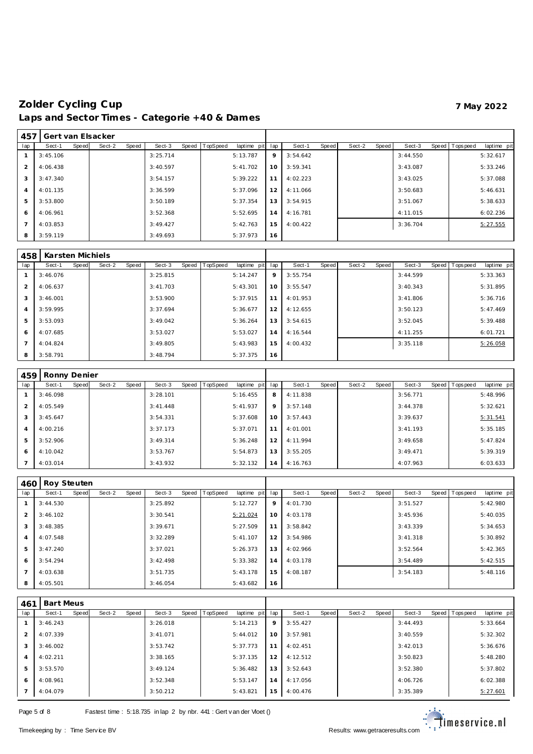# Zolder Cycling Cup

**7 May 2022**

## Laps and Sector Times - Categorie +40 & Dames

| 457 | Gert van Elsacker | | | | | | | | | | | | | | | | | |
|---|---|---|---|---|---|---|---|---|---|---|---|---|---|---|---|---|---|---|
| lap | Sect-1 | Speed | Sect-2 | Speed | Sect-3 | Speed | TopSpeed | laptime pit | lap | Sect-1 | Speed | Sect-2 | Speed | Sect-3 | Speed | Topspeed | laptime pit |
| 1 | 3:45.106 | | | | 3:25.714 | | | 5:13.787 | 9 | 3:54.642 | | | | 3:44.550 | | | 5:32.617 |
| 2 | 4:06.438 | | | | 3:40.597 | | | 5:41.702 | 10 | 3:59.341 | | | | 3:43.087 | | | 5:33.246 |
| 3 | 3:47.340 | | | | 3:54.157 | | | 5:39.222 | 11 | 4:02.223 | | | | 3:43.025 | | | 5:37.088 |
| 4 | 4:01.135 | | | | 3:36.599 | | | 5:37.096 | 12 | 4:11.066 | | | | 3:50.683 | | | 5:46.631 |
| 5 | 3:53.800 | | | | 3:50.189 | | | 5:37.354 | 13 | 3:54.915 | | | | 3:51.067 | | | 5:38.633 |
| 6 | 4:06.961 | | | | 3:52.368 | | | 5:52.695 | 14 | 4:16.781 | | | | 4:11.015 | | | 6:02.236 |
| 7 | 4:03.853 | | | | 3:49.427 | | | 5:42.763 | 15 | 4:00.422 | | | | 3:36.704 | | | 5:27.555 |
| 8 | 3:59.119 | | | | 3:49.693 | | | 5:37.973 | 16 | | | | | | | | |

| 458 | Karsten Michiels | | | | | | | | | | | | | | | | | |
|---|---|---|---|---|---|---|---|---|---|---|---|---|---|---|---|---|---|---|
| lap | Sect-1 | Speed | Sect-2 | Speed | Sect-3 | Speed | TopSpeed | laptime pit | lap | Sect-1 | Speed | Sect-2 | Speed | Sect-3 | Speed | Topspeed | laptime pit |
| 1 | 3:46.076 | | | | 3:25.815 | | | 5:14.247 | 9 | 3:55.754 | | | | 3:44.599 | | | 5:33.363 |
| 2 | 4:06.637 | | | | 3:41.703 | | | 5:43.301 | 10 | 3:55.547 | | | | 3:40.343 | | | 5:31.895 |
| 3 | 3:46.001 | | | | 3:53.900 | | | 5:37.915 | 11 | 4:01.953 | | | | 3:41.806 | | | 5:36.716 |
| 4 | 3:59.995 | | | | 3:37.694 | | | 5:36.677 | 12 | 4:12.655 | | | | 3:50.123 | | | 5:47.469 |
| 5 | 3:53.093 | | | | 3:49.042 | | | 5:36.264 | 13 | 3:54.615 | | | | 3:52.045 | | | 5:39.488 |
| 6 | 4:07.685 | | | | 3:53.027 | | | 5:53.027 | 14 | 4:16.544 | | | | 4:11.255 | | | 6:01.721 |
| 7 | 4:04.824 | | | | 3:49.805 | | | 5:43.983 | 15 | 4:00.432 | | | | 3:35.118 | | | 5:26.058 |
| 8 | 3:58.791 | | | | 3:48.794 | | | 5:37.375 | 16 | | | | | | | | |

| 459 | Ronny Denier | | | | | | | | | | | | | | | | | |
|---|---|---|---|---|---|---|---|---|---|---|---|---|---|---|---|---|---|---|
| lap | Sect-1 | Speed | Sect-2 | Speed | Sect-3 | Speed | TopSpeed | laptime pit | lap | Sect-1 | Speed | Sect-2 | Speed | Sect-3 | Speed | Topspeed | laptime pit |
| 1 | 3:46.098 | | | | 3:28.101 | | | 5:16.455 | 8 | 4:11.838 | | | | 3:56.771 | | | 5:48.996 |
| 2 | 4:05.549 | | | | 3:41.448 | | | 5:41.937 | 9 | 3:57.148 | | | | 3:44.378 | | | 5:32.621 |
| 3 | 3:45.647 | | | | 3:54.331 | | | 5:37.608 | 10 | 3:57.443 | | | | 3:39.637 | | | 5:31.541 |
| 4 | 4:00.216 | | | | 3:37.173 | | | 5:37.071 | 11 | 4:01.001 | | | | 3:41.193 | | | 5:35.185 |
| 5 | 3:52.906 | | | | 3:49.314 | | | 5:36.248 | 12 | 4:11.994 | | | | 3:49.658 | | | 5:47.824 |
| 6 | 4:10.042 | | | | 3:53.767 | | | 5:54.873 | 13 | 3:55.205 | | | | 3:49.471 | | | 5:39.319 |
| 7 | 4:03.014 | | | | 3:43.932 | | | 5:32.132 | 14 | 4:16.763 | | | | 4:07.963 | | | 6:03.633 |

| 460 | Roy Steuten | | | | | | | | | | | | | | | | | |
|---|---|---|---|---|---|---|---|---|---|---|---|---|---|---|---|---|---|---|
| lap | Sect-1 | Speed | Sect-2 | Speed | Sect-3 | Speed | TopSpeed | laptime pit | lap | Sect-1 | Speed | Sect-2 | Speed | Sect-3 | Speed | Topspeed | laptime pit |
| 1 | 3:44.530 | | | | 3:25.892 | | | 5:12.727 | 9 | 4:01.730 | | | | 3:51.527 | | | 5:42.980 |
| 2 | 3:46.102 | | | | 3:30.541 | | | 5:21.024 | 10 | 4:03.178 | | | | 3:45.936 | | | 5:40.035 |
| 3 | 3:48.385 | | | | 3:39.671 | | | 5:27.509 | 11 | 3:58.842 | | | | 3:43.339 | | | 5:34.653 |
| 4 | 4:07.548 | | | | 3:32.289 | | | 5:41.107 | 12 | 3:54.986 | | | | 3:41.318 | | | 5:30.892 |
| 5 | 3:47.240 | | | | 3:37.021 | | | 5:26.373 | 13 | 4:02.966 | | | | 3:52.564 | | | 5:42.365 |
| 6 | 3:54.294 | | | | 3:42.498 | | | 5:33.382 | 14 | 4:03.178 | | | | 3:54.489 | | | 5:42.515 |
| 7 | 4:03.638 | | | | 3:51.735 | | | 5:43.178 | 15 | 4:08.187 | | | | 3:54.183 | | | 5:48.116 |
| 8 | 4:05.501 | | | | 3:46.054 | | | 5:43.682 | 16 | | | | | | | | |

| 461 | Bart Meus | | | | | | | | | | | | | | | | | |
|---|---|---|---|---|---|---|---|---|---|---|---|---|---|---|---|---|---|---|
| lap | Sect-1 | Speed | Sect-2 | Speed | Sect-3 | Speed | TopSpeed | laptime pit | lap | Sect-1 | Speed | Sect-2 | Speed | Sect-3 | Speed | Topspeed | laptime pit |
| 1 | 3:46.243 | | | | 3:26.018 | | | 5:14.213 | 9 | 3:55.427 | | | | 3:44.493 | | | 5:33.664 |
| 2 | 4:07.339 | | | | 3:41.071 | | | 5:44.012 | 10 | 3:57.981 | | | | 3:40.559 | | | 5:32.302 |
| 3 | 3:46.002 | | | | 3:53.742 | | | 5:37.773 | 11 | 4:02.451 | | | | 3:42.013 | | | 5:36.676 |
| 4 | 4:02.211 | | | | 3:38.165 | | | 5:37.135 | 12 | 4:12.512 | | | | 3:50.823 | | | 5:48.280 |
| 5 | 3:53.570 | | | | 3:49.124 | | | 5:36.482 | 13 | 3:52.643 | | | | 3:52.380 | | | 5:37.802 |
| 6 | 4:08.961 | | | | 3:52.348 | | | 5:53.147 | 14 | 4:17.056 | | | | 4:06.726 | | | 6:02.388 |
| 7 | 4:04.079 | | | | 3:50.212 | | | 5:43.821 | 15 | 4:00.476 | | | | 3:35.389 | | | 5:27.601 |

Fastest time : 5:18.735 in lap 2 by nbr. 441 : Gert van der Vloet ()

Timekeeping by : Time Service BV

Results: www.getraceresults.com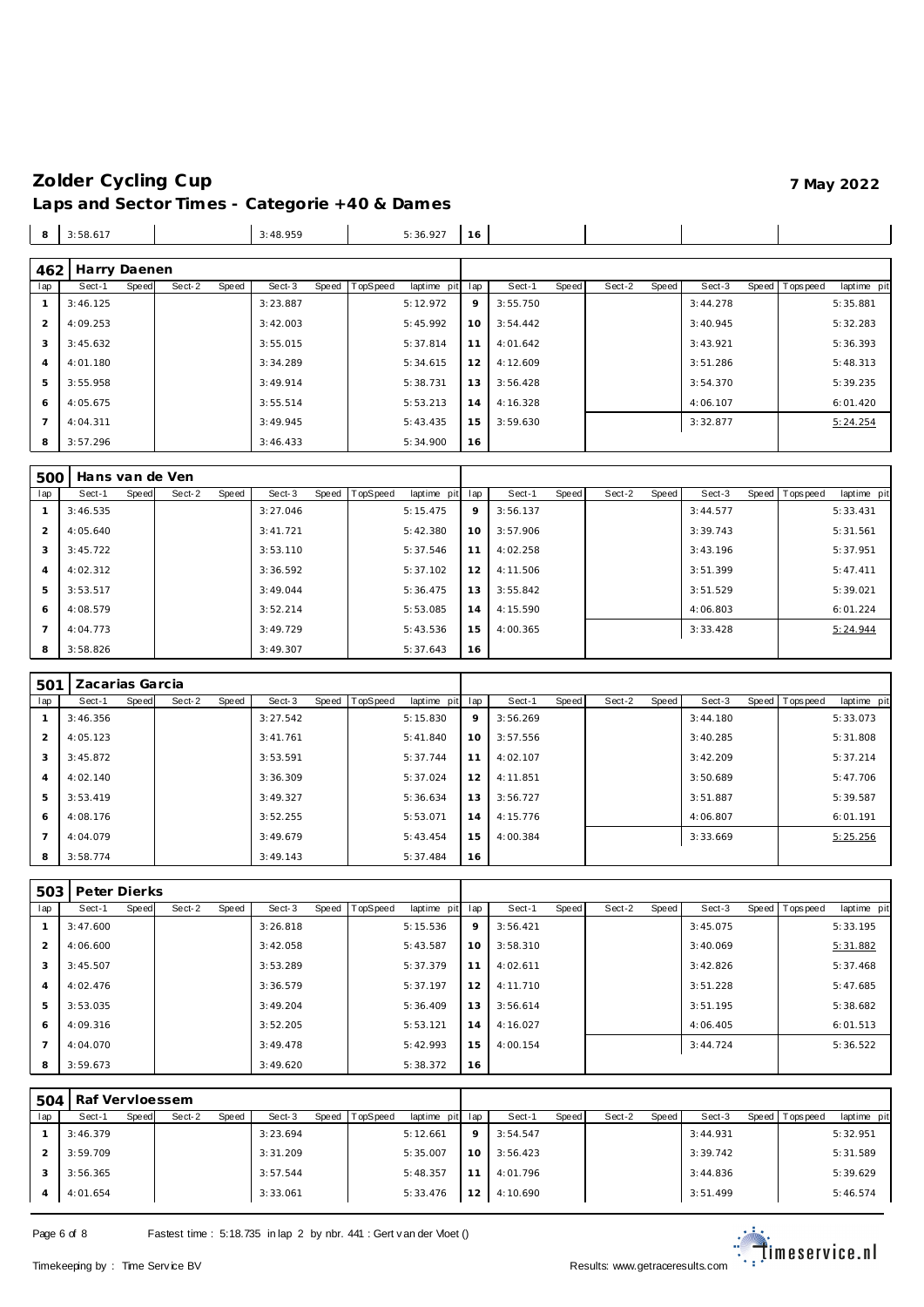# Zolder Cycling Cup

**7 May 2022**

## Laps and Sector Times - Categorie +40 & Dames

| lap | Sect-1 | Speed | Sect-2 | Speed | Sect-3 | Speed | TopSpeed | laptime pit | lap | Sect-1 | Speed | Sect-2 | Speed | Sect-3 | Speed | Topspeed | laptime pit |
|---|---|---|---|---|---|---|---|---|---|---|---|---|---|---|---|---|---|
| 8 | 3:58.617 | | | | 3:48.959 | | | 5:36.927 | 16 | | | | | | | | |

### 462 Harry Daenen

| lap | Sect-1 | Speed | Sect-2 | Speed | Sect-3 | Speed | TopSpeed | laptime pit | lap | Sect-1 | Speed | Sect-2 | Speed | Sect-3 | Speed | Topspeed | laptime pit |
|---|---|---|---|---|---|---|---|---|---|---|---|---|---|---|---|---|---|
| 1 | 3:46.125 | | | | 3:23.887 | | | 5:12.972 | 9 | 3:55.750 | | | | 3:44.278 | | | 5:35.881 |
| 2 | 4:09.253 | | | | 3:42.003 | | | 5:45.992 | 10 | 3:54.442 | | | | 3:40.945 | | | 5:32.283 |
| 3 | 3:45.632 | | | | 3:55.015 | | | 5:37.814 | 11 | 4:01.642 | | | | 3:43.921 | | | 5:36.393 |
| 4 | 4:01.180 | | | | 3:34.289 | | | 5:34.615 | 12 | 4:12.609 | | | | 3:51.286 | | | 5:48.313 |
| 5 | 3:55.958 | | | | 3:49.914 | | | 5:38.731 | 13 | 3:56.428 | | | | 3:54.370 | | | 5:39.235 |
| 6 | 4:05.675 | | | | 3:55.514 | | | 5:53.213 | 14 | 4:16.328 | | | | 4:06.107 | | | 6:01.420 |
| 7 | 4:04.311 | | | | 3:49.945 | | | 5:43.435 | 15 | 3:59.630 | | | | 3:32.877 | | | 5:24.254 |
| 8 | 3:57.296 | | | | 3:46.433 | | | 5:34.900 | 16 | | | | | | | | |

### 500 Hans van de Ven

| lap | Sect-1 | Speed | Sect-2 | Speed | Sect-3 | Speed | TopSpeed | laptime pit | lap | Sect-1 | Speed | Sect-2 | Speed | Sect-3 | Speed | Topspeed | laptime pit |
|---|---|---|---|---|---|---|---|---|---|---|---|---|---|---|---|---|---|
| 1 | 3:46.535 | | | | 3:27.046 | | | 5:15.475 | 9 | 3:56.137 | | | | 3:44.577 | | | 5:33.431 |
| 2 | 4:05.640 | | | | 3:41.721 | | | 5:42.380 | 10 | 3:57.906 | | | | 3:39.743 | | | 5:31.561 |
| 3 | 3:45.722 | | | | 3:53.110 | | | 5:37.546 | 11 | 4:02.258 | | | | 3:43.196 | | | 5:37.951 |
| 4 | 4:02.312 | | | | 3:36.592 | | | 5:37.102 | 12 | 4:11.506 | | | | 3:51.399 | | | 5:47.411 |
| 5 | 3:53.517 | | | | 3:49.044 | | | 5:36.475 | 13 | 3:55.842 | | | | 3:51.529 | | | 5:39.021 |
| 6 | 4:08.579 | | | | 3:52.214 | | | 5:53.085 | 14 | 4:15.590 | | | | 4:06.803 | | | 6:01.224 |
| 7 | 4:04.773 | | | | 3:49.729 | | | 5:43.536 | 15 | 4:00.365 | | | | 3:33.428 | | | 5:24.944 |
| 8 | 3:58.826 | | | | 3:49.307 | | | 5:37.643 | 16 | | | | | | | | |

### 501 Zacarias Garcia

| lap | Sect-1 | Speed | Sect-2 | Speed | Sect-3 | Speed | TopSpeed | laptime pit | lap | Sect-1 | Speed | Sect-2 | Speed | Sect-3 | Speed | Topspeed | laptime pit |
|---|---|---|---|---|---|---|---|---|---|---|---|---|---|---|---|---|---|
| 1 | 3:46.356 | | | | 3:27.542 | | | 5:15.830 | 9 | 3:56.269 | | | | 3:44.180 | | | 5:33.073 |
| 2 | 4:05.123 | | | | 3:41.761 | | | 5:41.840 | 10 | 3:57.556 | | | | 3:40.285 | | | 5:31.808 |
| 3 | 3:45.872 | | | | 3:53.591 | | | 5:37.744 | 11 | 4:02.107 | | | | 3:42.209 | | | 5:37.214 |
| 4 | 4:02.140 | | | | 3:36.309 | | | 5:37.024 | 12 | 4:11.851 | | | | 3:50.689 | | | 5:47.706 |
| 5 | 3:53.419 | | | | 3:49.327 | | | 5:36.634 | 13 | 3:56.727 | | | | 3:51.887 | | | 5:39.587 |
| 6 | 4:08.176 | | | | 3:52.255 | | | 5:53.071 | 14 | 4:15.776 | | | | 4:06.807 | | | 6:01.191 |
| 7 | 4:04.079 | | | | 3:49.679 | | | 5:43.454 | 15 | 4:00.384 | | | | 3:33.669 | | | 5:25.256 |
| 8 | 3:58.774 | | | | 3:49.143 | | | 5:37.484 | 16 | | | | | | | | |

### 503 Peter Dierks

| lap | Sect-1 | Speed | Sect-2 | Speed | Sect-3 | Speed | TopSpeed | laptime pit | lap | Sect-1 | Speed | Sect-2 | Speed | Sect-3 | Speed | Topspeed | laptime pit |
|---|---|---|---|---|---|---|---|---|---|---|---|---|---|---|---|---|---|
| 1 | 3:47.600 | | | | 3:26.818 | | | 5:15.536 | 9 | 3:56.421 | | | | 3:45.075 | | | 5:33.195 |
| 2 | 4:06.600 | | | | 3:42.058 | | | 5:43.587 | 10 | 3:58.310 | | | | 3:40.069 | | | 5:31.882 |
| 3 | 3:45.507 | | | | 3:53.289 | | | 5:37.379 | 11 | 4:02.611 | | | | 3:42.826 | | | 5:37.468 |
| 4 | 4:02.476 | | | | 3:36.579 | | | 5:37.197 | 12 | 4:11.710 | | | | 3:51.228 | | | 5:47.685 |
| 5 | 3:53.035 | | | | 3:49.204 | | | 5:36.409 | 13 | 3:56.614 | | | | 3:51.195 | | | 5:38.682 |
| 6 | 4:09.316 | | | | 3:52.205 | | | 5:53.121 | 14 | 4:16.027 | | | | 4:06.405 | | | 6:01.513 |
| 7 | 4:04.070 | | | | 3:49.478 | | | 5:42.993 | 15 | 4:00.154 | | | | 3:44.724 | | | 5:36.522 |
| 8 | 3:59.673 | | | | 3:49.620 | | | 5:38.372 | 16 | | | | | | | | |

### 504 Raf Vervloessem

| lap | Sect-1 | Speed | Sect-2 | Speed | Sect-3 | Speed | TopSpeed | laptime pit | lap | Sect-1 | Speed | Sect-2 | Speed | Sect-3 | Speed | Topspeed | laptime pit |
|---|---|---|---|---|---|---|---|---|---|---|---|---|---|---|---|---|---|
| 1 | 3:46.379 | | | | 3:23.694 | | | 5:12.661 | 9 | 3:54.547 | | | | 3:44.931 | | | 5:32.951 |
| 2 | 3:59.709 | | | | 3:31.209 | | | 5:35.007 | 10 | 3:56.423 | | | | 3:39.742 | | | 5:31.589 |
| 3 | 3:56.365 | | | | 3:57.544 | | | 5:48.357 | 11 | 4:01.796 | | | | 3:44.836 | | | 5:39.629 |
| 4 | 4:01.654 | | | | 3:33.061 | | | 5:33.476 | 12 | 4:10.690 | | | | 3:51.499 | | | 5:46.574 |

Fastest time : 5:18.735 in lap 2 by nbr. 441 : Gert van der Vloet ()

Timekeeping by : Time Service BV

Results: www.getraceresults.com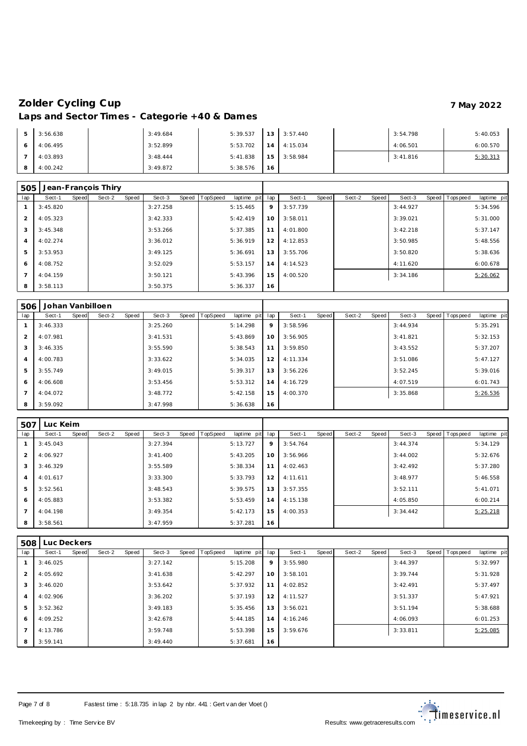# Zolder Cycling Cup

7 May 2022

## Laps and Sector Times - Categorie +40 & Dames

| lap | Sect-1 | Speed | Sect-2 | Speed | Sect-3 | Speed | TopSpeed | laptime pit | lap | Sect-1 | Speed | Sect-2 | Speed | Sect-3 | Speed | Topspeed | laptime pit |
|---|---|---|---|---|---|---|---|---|---|---|---|---|---|---|---|---|---|
| 5 | 3:56.638 | | | | 3:49.684 | | | 5:39.537 | 13 | 3:57.440 | | | | 3:54.798 | | | 5:40.053 |
| 6 | 4:06.495 | | | | 3:52.899 | | | 5:53.702 | 14 | 4:15.034 | | | | 4:06.501 | | | 6:00.570 |
| 7 | 4:03.893 | | | | 3:48.444 | | | 5:41.838 | 15 | 3:58.984 | | | | 3:41.816 | | | 5:30.313 |
| 8 | 4:00.242 | | | | 3:49.872 | | | 5:38.576 | 16 | | | | | | | | |

### 505 Jean-François Thiry

| lap | Sect-1 | Speed | Sect-2 | Speed | Sect-3 | Speed | TopSpeed | laptime pit | lap | Sect-1 | Speed | Sect-2 | Speed | Sect-3 | Speed | Topspeed | laptime pit |
|---|---|---|---|---|---|---|---|---|---|---|---|---|---|---|---|---|---|
| 1 | 3:45.820 | | | | 3:27.258 | | | 5:15.465 | 9 | 3:57.739 | | | | 3:44.927 | | | 5:34.596 |
| 2 | 4:05.323 | | | | 3:42.333 | | | 5:42.419 | 10 | 3:58.011 | | | | 3:39.021 | | | 5:31.000 |
| 3 | 3:45.348 | | | | 3:53.266 | | | 5:37.385 | 11 | 4:01.800 | | | | 3:42.218 | | | 5:37.147 |
| 4 | 4:02.274 | | | | 3:36.012 | | | 5:36.919 | 12 | 4:12.853 | | | | 3:50.985 | | | 5:48.556 |
| 5 | 3:53.953 | | | | 3:49.125 | | | 5:36.691 | 13 | 3:55.706 | | | | 3:50.820 | | | 5:38.636 |
| 6 | 4:08.752 | | | | 3:52.029 | | | 5:53.157 | 14 | 4:14.523 | | | | 4:11.620 | | | 6:00.678 |
| 7 | 4:04.159 | | | | 3:50.121 | | | 5:43.396 | 15 | 4:00.520 | | | | 3:34.186 | | | 5:26.062 |
| 8 | 3:58.113 | | | | 3:50.375 | | | 5:36.337 | 16 | | | | | | | | |

### 506 Johan Vanbilloen

| lap | Sect-1 | Speed | Sect-2 | Speed | Sect-3 | Speed | TopSpeed | laptime pit | lap | Sect-1 | Speed | Sect-2 | Speed | Sect-3 | Speed | Topspeed | laptime pit |
|---|---|---|---|---|---|---|---|---|---|---|---|---|---|---|---|---|---|
| 1 | 3:46.333 | | | | 3:25.260 | | | 5:14.298 | 9 | 3:58.596 | | | | 3:44.934 | | | 5:35.291 |
| 2 | 4:07.981 | | | | 3:41.531 | | | 5:43.869 | 10 | 3:56.905 | | | | 3:41.821 | | | 5:32.153 |
| 3 | 3:46.335 | | | | 3:55.590 | | | 5:38.543 | 11 | 3:59.850 | | | | 3:43.552 | | | 5:37.207 |
| 4 | 4:00.783 | | | | 3:33.622 | | | 5:34.035 | 12 | 4:11.334 | | | | 3:51.086 | | | 5:47.127 |
| 5 | 3:55.749 | | | | 3:49.015 | | | 5:39.317 | 13 | 3:56.226 | | | | 3:52.245 | | | 5:39.016 |
| 6 | 4:06.608 | | | | 3:53.456 | | | 5:53.312 | 14 | 4:16.729 | | | | 4:07.519 | | | 6:01.743 |
| 7 | 4:04.072 | | | | 3:48.772 | | | 5:42.158 | 15 | 4:00.370 | | | | 3:35.868 | | | 5:26.536 |
| 8 | 3:59.092 | | | | 3:47.998 | | | 5:36.638 | 16 | | | | | | | | |

### 507 Luc Keim

| lap | Sect-1 | Speed | Sect-2 | Speed | Sect-3 | Speed | TopSpeed | laptime pit | lap | Sect-1 | Speed | Sect-2 | Speed | Sect-3 | Speed | Topspeed | laptime pit |
|---|---|---|---|---|---|---|---|---|---|---|---|---|---|---|---|---|---|
| 1 | 3:45.043 | | | | 3:27.394 | | | 5:13.727 | 9 | 3:54.764 | | | | 3:44.374 | | | 5:34.129 |
| 2 | 4:06.927 | | | | 3:41.400 | | | 5:43.205 | 10 | 3:56.966 | | | | 3:44.002 | | | 5:32.676 |
| 3 | 3:46.329 | | | | 3:55.589 | | | 5:38.334 | 11 | 4:02.463 | | | | 3:42.492 | | | 5:37.280 |
| 4 | 4:01.617 | | | | 3:33.300 | | | 5:33.793 | 12 | 4:11.611 | | | | 3:48.977 | | | 5:46.558 |
| 5 | 3:52.561 | | | | 3:48.543 | | | 5:39.575 | 13 | 3:57.355 | | | | 3:52.111 | | | 5:41.071 |
| 6 | 4:05.883 | | | | 3:53.382 | | | 5:53.459 | 14 | 4:15.138 | | | | 4:05.850 | | | 6:00.214 |
| 7 | 4:04.198 | | | | 3:49.354 | | | 5:42.173 | 15 | 4:00.353 | | | | 3:34.442 | | | 5:25.218 |
| 8 | 3:58.561 | | | | 3:47.959 | | | 5:37.281 | 16 | | | | | | | | |

### 508 Luc Deckers

| lap | Sect-1 | Speed | Sect-2 | Speed | Sect-3 | Speed | TopSpeed | laptime pit | lap | Sect-1 | Speed | Sect-2 | Speed | Sect-3 | Speed | Topspeed | laptime pit |
|---|---|---|---|---|---|---|---|---|---|---|---|---|---|---|---|---|---|
| 1 | 3:46.025 | | | | 3:27.142 | | | 5:15.208 | 9 | 3:55.980 | | | | 3:44.397 | | | 5:32.997 |
| 2 | 4:05.692 | | | | 3:41.638 | | | 5:42.297 | 10 | 3:58.101 | | | | 3:39.744 | | | 5:31.928 |
| 3 | 3:46.020 | | | | 3:53.642 | | | 5:37.932 | 11 | 4:02.852 | | | | 3:42.491 | | | 5:37.497 |
| 4 | 4:02.906 | | | | 3:36.202 | | | 5:37.193 | 12 | 4:11.527 | | | | 3:51.337 | | | 5:47.921 |
| 5 | 3:52.362 | | | | 3:49.183 | | | 5:35.456 | 13 | 3:56.021 | | | | 3:51.194 | | | 5:38.688 |
| 6 | 4:09.252 | | | | 3:42.678 | | | 5:44.185 | 14 | 4:16.246 | | | | 4:06.093 | | | 6:01.253 |
| 7 | 4:13.786 | | | | 3:59.748 | | | 5:53.398 | 15 | 3:59.676 | | | | 3:33.811 | | | 5:25.085 |
| 8 | 3:59.141 | | | | 3:49.440 | | | 5:37.681 | 16 | | | | | | | | |

Fastest time : 5:18.735 in lap 2 by nbr. 441 : Gert van der Vloet ()

Timekeeping by : Time Service BV

Results: www.getraceresults.com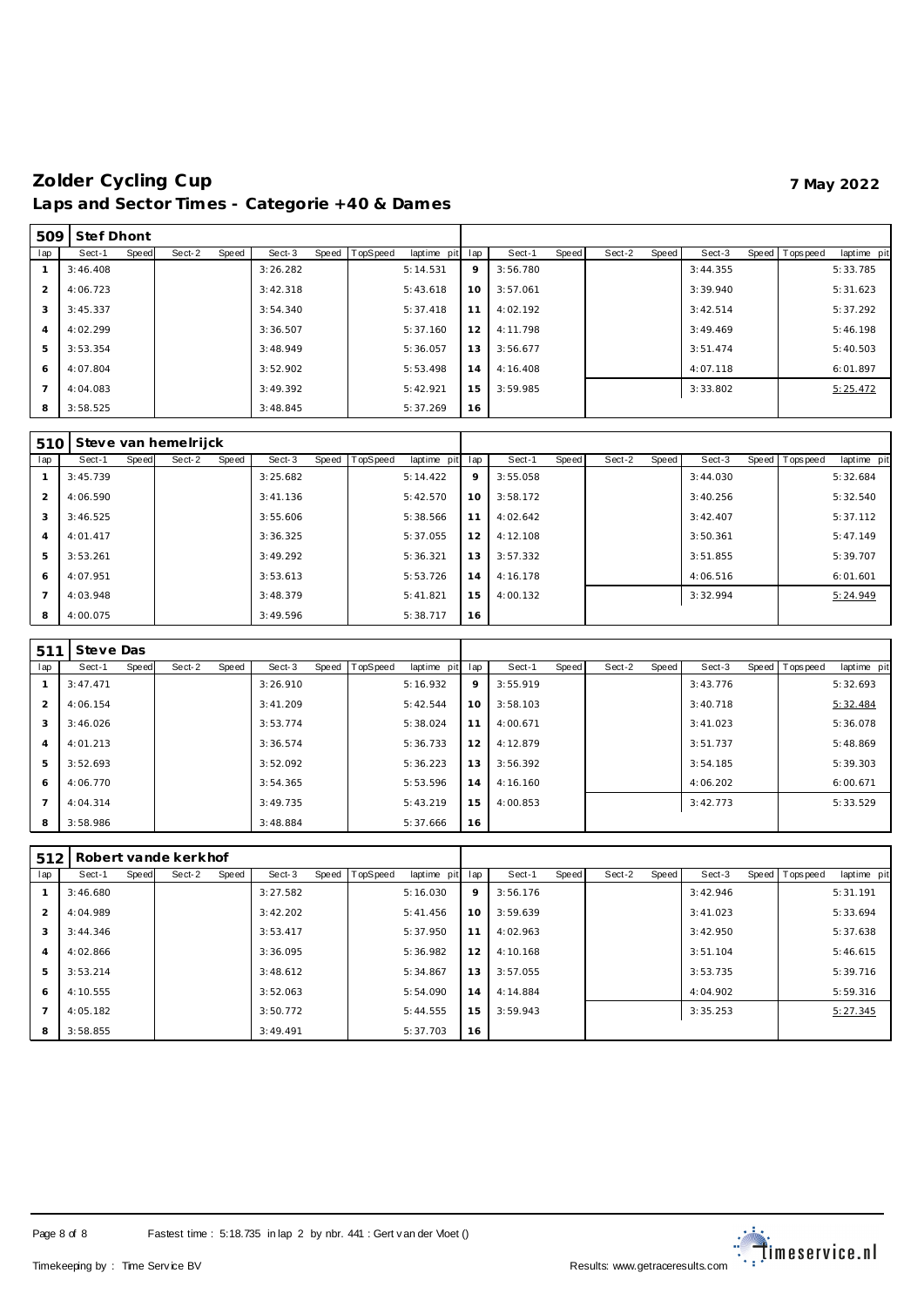# Zolder Cycling Cup

**7 May 2022**

## Laps and Sector Times - Categorie +40 & Dames

| 509 | Stef Dhont | | | | | | | | | | | | | | | | |
|---|---|---|---|---|---|---|---|---|---|---|---|---|---|---|---|---|---|
| lap | Sect-1 | Speed | Sect-2 | Speed | Sect-3 | Speed | TopSpeed | laptime pit | lap | Sect-1 | Speed | Sect-2 | Speed | Sect-3 | Speed | Topspeed | laptime pit |
| 1 | 3:46.408 | | | | 3:26.282 | | | 5:14.531 | 9 | 3:56.780 | | | | 3:44.355 | | | 5:33.785 |
| 2 | 4:06.723 | | | | 3:42.318 | | | 5:43.618 | 10 | 3:57.061 | | | | 3:39.940 | | | 5:31.623 |
| 3 | 3:45.337 | | | | 3:54.340 | | | 5:37.418 | 11 | 4:02.192 | | | | 3:42.514 | | | 5:37.292 |
| 4 | 4:02.299 | | | | 3:36.507 | | | 5:37.160 | 12 | 4:11.798 | | | | 3:49.469 | | | 5:46.198 |
| 5 | 3:53.354 | | | | 3:48.949 | | | 5:36.057 | 13 | 3:56.677 | | | | 3:51.474 | | | 5:40.503 |
| 6 | 4:07.804 | | | | 3:52.902 | | | 5:53.498 | 14 | 4:16.408 | | | | 4:07.118 | | | 6:01.897 |
| 7 | 4:04.083 | | | | 3:49.392 | | | 5:42.921 | 15 | 3:59.985 | | | | 3:33.802 | | | 5:25.472 |
| 8 | 3:58.525 | | | | 3:48.845 | | | 5:37.269 | 16 | | | | | | | | |

| 510 | Steve van hemelrijck | | | | | | | | | | | | | | | | |
|---|---|---|---|---|---|---|---|---|---|---|---|---|---|---|---|---|---|
| lap | Sect-1 | Speed | Sect-2 | Speed | Sect-3 | Speed | TopSpeed | laptime pit | lap | Sect-1 | Speed | Sect-2 | Speed | Sect-3 | Speed | Topspeed | laptime pit |
| 1 | 3:45.739 | | | | 3:25.682 | | | 5:14.422 | 9 | 3:55.058 | | | | 3:44.030 | | | 5:32.684 |
| 2 | 4:06.590 | | | | 3:41.136 | | | 5:42.570 | 10 | 3:58.172 | | | | 3:40.256 | | | 5:32.540 |
| 3 | 3:46.525 | | | | 3:55.606 | | | 5:38.566 | 11 | 4:02.642 | | | | 3:42.407 | | | 5:37.112 |
| 4 | 4:01.417 | | | | 3:36.325 | | | 5:37.055 | 12 | 4:12.108 | | | | 3:50.361 | | | 5:47.149 |
| 5 | 3:53.261 | | | | 3:49.292 | | | 5:36.321 | 13 | 3:57.332 | | | | 3:51.855 | | | 5:39.707 |
| 6 | 4:07.951 | | | | 3:53.613 | | | 5:53.726 | 14 | 4:16.178 | | | | 4:06.516 | | | 6:01.601 |
| 7 | 4:03.948 | | | | 3:48.379 | | | 5:41.821 | 15 | 4:00.132 | | | | 3:32.994 | | | 5:24.949 |
| 8 | 4:00.075 | | | | 3:49.596 | | | 5:38.717 | 16 | | | | | | | | |

| 511 | Steve Das | | | | | | | | | | | | | | | | |
|---|---|---|---|---|---|---|---|---|---|---|---|---|---|---|---|---|---|
| lap | Sect-1 | Speed | Sect-2 | Speed | Sect-3 | Speed | TopSpeed | laptime pit | lap | Sect-1 | Speed | Sect-2 | Speed | Sect-3 | Speed | Topspeed | laptime pit |
| 1 | 3:47.471 | | | | 3:26.910 | | | 5:16.932 | 9 | 3:55.919 | | | | 3:43.776 | | | 5:32.693 |
| 2 | 4:06.154 | | | | 3:41.209 | | | 5:42.544 | 10 | 3:58.103 | | | | 3:40.718 | | | 5:32.484 |
| 3 | 3:46.026 | | | | 3:53.774 | | | 5:38.024 | 11 | 4:00.671 | | | | 3:41.023 | | | 5:36.078 |
| 4 | 4:01.213 | | | | 3:36.574 | | | 5:36.733 | 12 | 4:12.879 | | | | 3:51.737 | | | 5:48.869 |
| 5 | 3:52.693 | | | | 3:52.092 | | | 5:36.223 | 13 | 3:56.392 | | | | 3:54.185 | | | 5:39.303 |
| 6 | 4:06.770 | | | | 3:54.365 | | | 5:53.596 | 14 | 4:16.160 | | | | 4:06.202 | | | 6:00.671 |
| 7 | 4:04.314 | | | | 3:49.735 | | | 5:43.219 | 15 | 4:00.853 | | | | 3:42.773 | | | 5:33.529 |
| 8 | 3:58.986 | | | | 3:48.884 | | | 5:37.666 | 16 | | | | | | | | |

| 512 | Robert vande kerkhof | | | | | | | | | | | | | | | | |
|---|---|---|---|---|---|---|---|---|---|---|---|---|---|---|---|---|---|
| lap | Sect-1 | Speed | Sect-2 | Speed | Sect-3 | Speed | TopSpeed | laptime pit | lap | Sect-1 | Speed | Sect-2 | Speed | Sect-3 | Speed | Topspeed | laptime pit |
| 1 | 3:46.680 | | | | 3:27.582 | | | 5:16.030 | 9 | 3:56.176 | | | | 3:42.946 | | | 5:31.191 |
| 2 | 4:04.989 | | | | 3:42.202 | | | 5:41.456 | 10 | 3:59.639 | | | | 3:41.023 | | | 5:33.694 |
| 3 | 3:44.346 | | | | 3:53.417 | | | 5:37.950 | 11 | 4:02.963 | | | | 3:42.950 | | | 5:37.638 |
| 4 | 4:02.866 | | | | 3:36.095 | | | 5:36.982 | 12 | 4:10.168 | | | | 3:51.104 | | | 5:46.615 |
| 5 | 3:53.214 | | | | 3:48.612 | | | 5:34.867 | 13 | 3:57.055 | | | | 3:53.735 | | | 5:39.716 |
| 6 | 4:10.555 | | | | 3:52.063 | | | 5:54.090 | 14 | 4:14.884 | | | | 4:04.902 | | | 5:59.316 |
| 7 | 4:05.182 | | | | 3:50.772 | | | 5:44.555 | 15 | 3:59.943 | | | | 3:35.253 | | | 5:27.345 |
| 8 | 3:58.855 | | | | 3:49.491 | | | 5:37.703 | 16 | | | | | | | | |

Fastest time : 5:18.735 in lap 2 by nbr. 441 : Gert van der Vloet ()

Timekeeping by : Time Service BV

Results: www.getraceresults.com

timeservice.nl